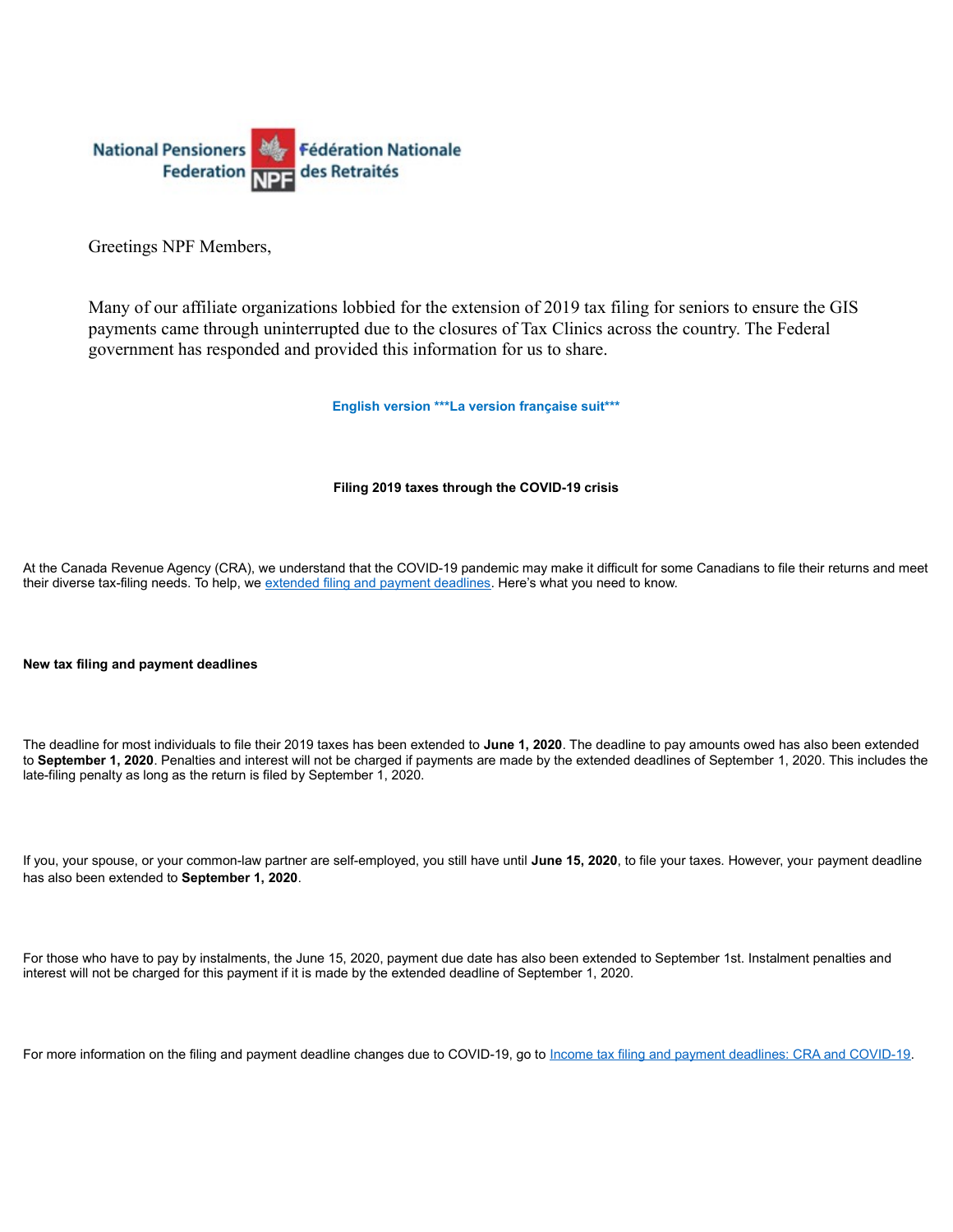National Pensioners Federation NPF Fédération Nationale des Retraités

Greetings NPF Members,

Many of our affiliate organizations lobbied for the extension of 2019 tax filing for seniors to ensure the GIS payments came through uninterrupted due to the closures of Tax Clinics across the country. The Federal government has responded and provided this information for us to share.

**English version ***La version française suit*****

**Filing 2019 taxes through the COVID-19 crisis**

At the Canada Revenue Agency (CRA), we understand that the COVID-19 pandemic may make it difficult for some Canadians to file their returns and meet their diverse tax-filing needs. To help, we [extended filing and payment deadlines](). Here's what you need to know.

**New tax filing and payment deadlines**

The deadline for most individuals to file their 2019 taxes has been extended to **June 1, 2020**. The deadline to pay amounts owed has also been extended to **September 1, 2020**. Penalties and interest will not be charged if payments are made by the extended deadlines of September 1, 2020. This includes the late-filing penalty as long as the return is filed by September 1, 2020.

If you, your spouse, or your common-law partner are self-employed, you still have until **June 15, 2020**, to file your taxes. However, your payment deadline has also been extended to **September 1, 2020**.

For those who have to pay by instalments, the June 15, 2020, payment due date has also been extended to September 1st. Instalment penalties and interest will not be charged for this payment if it is made by the extended deadline of September 1, 2020.

For more information on the filing and payment deadline changes due to COVID-19, go to [Income tax filing and payment deadlines: CRA and COVID-19]().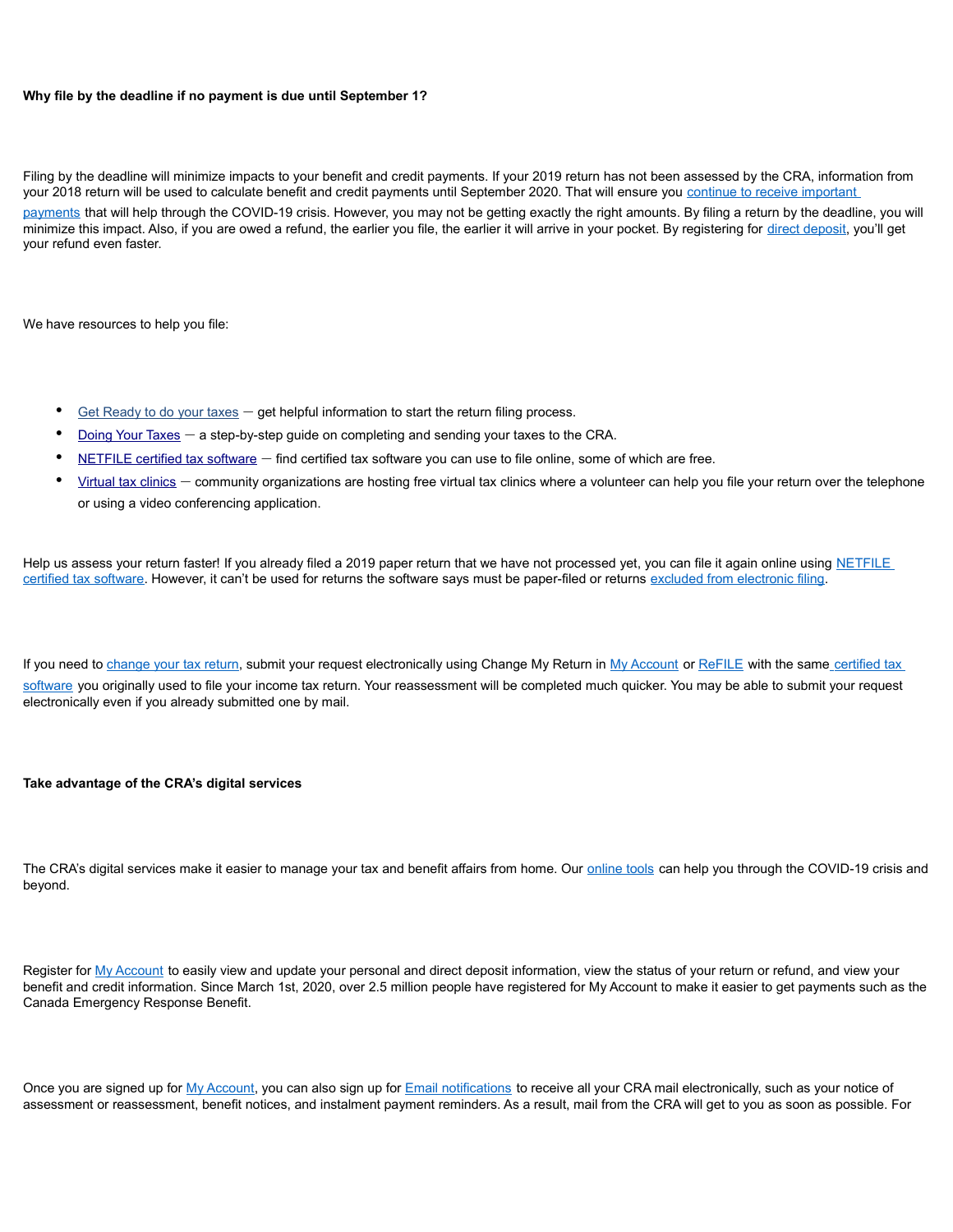**Why file by the deadline if no payment is due until September 1?**

Filing by the deadline will minimize impacts to your benefit and credit payments. If your 2019 return has not been assessed by the CRA, information from your 2018 return will be used to calculate benefit and credit payments until September 2020. That will ensure you continue to receive important payments that will help through the COVID-19 crisis. However, you may not be getting exactly the right amounts. By filing a return by the deadline, you will minimize this impact. Also, if you are owed a refund, the earlier you file, the earlier it will arrive in your pocket. By registering for direct deposit, you'll get your refund even faster.

We have resources to help you file:

- Get Ready to do your taxes — get helpful information to start the return filing process.
- Doing Your Taxes — a step-by-step guide on completing and sending your taxes to the CRA.
- NETFILE certified tax software — find certified tax software you can use to file online, some of which are free.
- Virtual tax clinics — community organizations are hosting free virtual tax clinics where a volunteer can help you file your return over the telephone or using a video conferencing application.

Help us assess your return faster! If you already filed a 2019 paper return that we have not processed yet, you can file it again online using NETFILE certified tax software. However, it can't be used for returns the software says must be paper-filed or returns excluded from electronic filing.

If you need to change your tax return, submit your request electronically using Change My Return in My Account or ReFILE with the same certified tax software you originally used to file your income tax return. Your reassessment will be completed much quicker. You may be able to submit your request electronically even if you already submitted one by mail.

**Take advantage of the CRA's digital services**

The CRA's digital services make it easier to manage your tax and benefit affairs from home. Our online tools can help you through the COVID-19 crisis and beyond.

Register for My Account to easily view and update your personal and direct deposit information, view the status of your return or refund, and view your benefit and credit information. Since March 1st, 2020, over 2.5 million people have registered for My Account to make it easier to get payments such as the Canada Emergency Response Benefit.

Once you are signed up for My Account, you can also sign up for Email notifications to receive all your CRA mail electronically, such as your notice of assessment or reassessment, benefit notices, and instalment payment reminders. As a result, mail from the CRA will get to you as soon as possible. For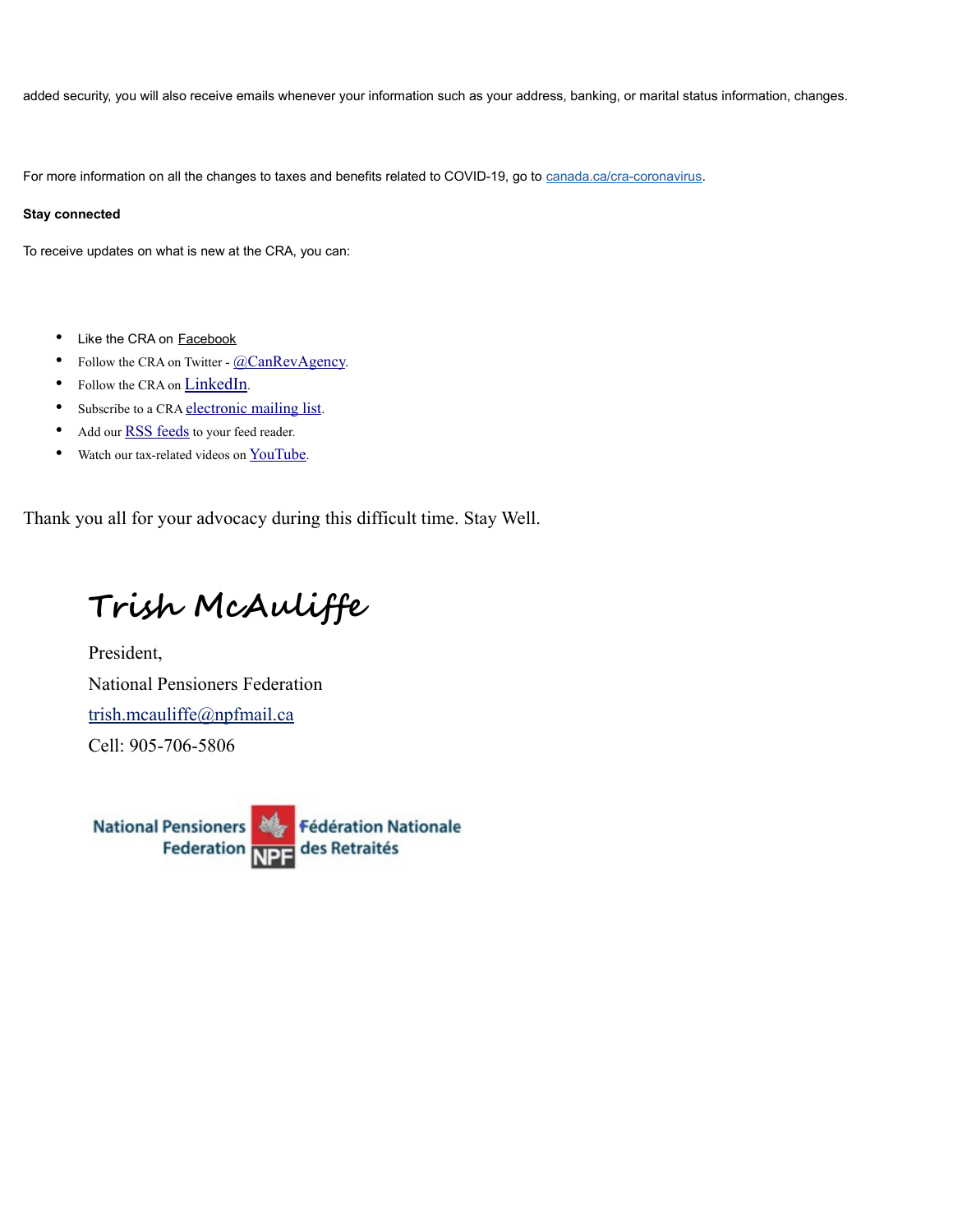added security, you will also receive emails whenever your information such as your address, banking, or marital status information, changes.

For more information on all the changes to taxes and benefits related to COVID-19, go to canada.ca/cra-coronavirus.

**Stay connected**

To receive updates on what is new at the CRA, you can:

- Like the CRA on Facebook
- Follow the CRA on Twitter - @CanRevAgency.
- Follow the CRA on LinkedIn.
- Subscribe to a CRA electronic mailing list.
- Add our RSS feeds to your feed reader.
- Watch our tax-related videos on YouTube.

Thank you all for your advocacy during this difficult time. Stay Well.

Trish McAuliffe

President,
National Pensioners Federation
trish.mcauliffe@npfmail.ca
Cell: 905-706-5806

National Pensioners Federation NPF Fédération Nationale des Retraités